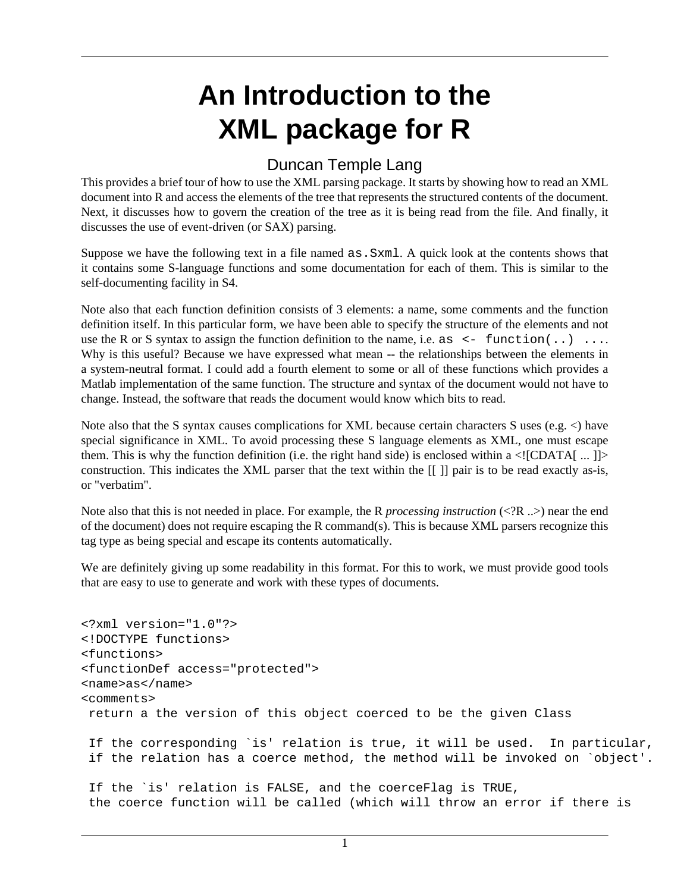# An Introduction to the XML package for R

Duncan Temple Lang

This provides a brief tour of how to use the XML parsing package. It starts by showing how to read an XML document into R and access the elements of the tree that represents the structured contents of the document. Next, it discusses how to govern the creation of the tree as it is being read from the file. And finally, it discusses the use of event-driven (or SAX) parsing.

Suppose we have the following text in a file named `as.Sxml`. A quick look at the contents shows that it contains some S-language functions and some documentation for each of them. This is similar to the self-documenting facility in S4.

Note also that each function definition consists of 3 elements: a name, some comments and the function definition itself. In this particular form, we have been able to specify the structure of the elements and not use the R or S syntax to assign the function definition to the name, i.e. `as <- function(..) ...`. Why is this useful? Because we have expressed what mean -- the relationships between the elements in a system-neutral format. I could add a fourth element to some or all of these functions which provides a Matlab implementation of the same function. The structure and syntax of the document would not have to change. Instead, the software that reads the document would know which bits to read.

Note also that the S syntax causes complications for XML because certain characters S uses (e.g. <) have special significance in XML. To avoid processing these S language elements as XML, one must escape them. This is why the function definition (i.e. the right hand side) is enclosed within a <![CDATA[ ... ]]> construction. This indicates the XML parser that the text within the [[ ]] pair is to be read exactly as-is, or "verbatim".

Note also that this is not needed in place. For example, the R *processing instruction* (<?R ..>) near the end of the document) does not require escaping the R command(s). This is because XML parsers recognize this tag type as being special and escape its contents automatically.

We are definitely giving up some readability in this format. For this to work, we must provide good tools that are easy to use to generate and work with these types of documents.

```
<?xml version="1.0"?>
<!DOCTYPE functions>
<functions>
<functionDef access="protected">
<name>as</name>
<comments>
 return a the version of this object coerced to be the given Class

 If the corresponding `is' relation is true, it will be used.  In particular,
 if the relation has a coerce method, the method will be invoked on `object'.

 If the `is' relation is FALSE, and the coerceFlag is TRUE,
 the coerce function will be called (which will throw an error if there is
```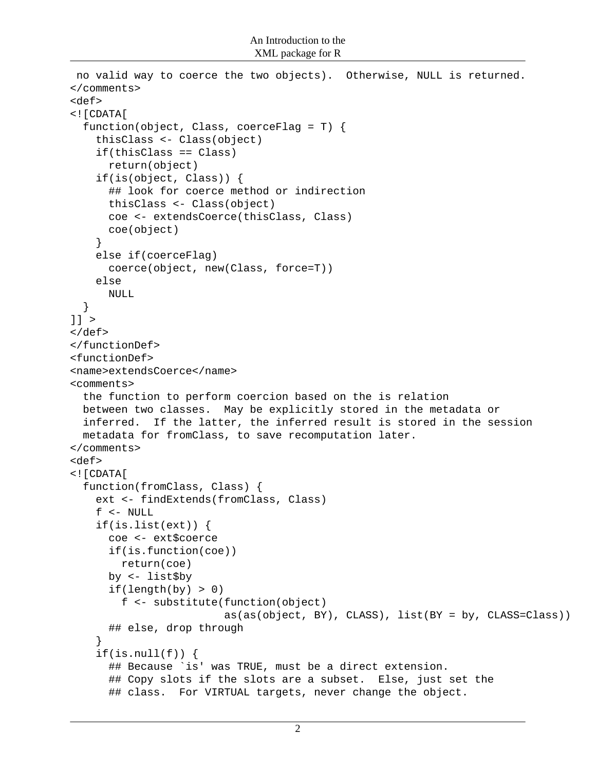```
 no valid way to coerce the two objects).  Otherwise, NULL is returned.
</comments>
<def>
<![CDATA[
  function(object, Class, coerceFlag = T) {
    thisClass <- Class(object)
    if(thisClass == Class)
      return(object)
    if(is(object, Class)) {
      ## look for coerce method or indirection
      thisClass <- Class(object)
      coe <- extendsCoerce(thisClass, Class)
      coe(object)
    }
    else if(coerceFlag)
      coerce(object, new(Class, force=T))
    else
      NULL
  }
]] >
</def>
</functionDef>
<functionDef>
<name>extendsCoerce</name>
<comments>
  the function to perform coercion based on the is relation
  between two classes.  May be explicitly stored in the metadata or
  inferred.  If the latter, the inferred result is stored in the session
  metadata for fromClass, to save recomputation later.
</comments>
<def>
<![CDATA[
  function(fromClass, Class) {
    ext <- findExtends(fromClass, Class)
    f <- NULL
    if(is.list(ext)) {
      coe <- ext$coerce
      if(is.function(coe))
        return(coe)
      by <- list$by
      if(length(by) > 0)
        f <- substitute(function(object)
                        as(as(object, BY), CLASS), list(BY = by, CLASS=Class))
      ## else, drop through
    }
    if(is.null(f)) {
      ## Because `is' was TRUE, must be a direct extension.
      ## Copy slots if the slots are a subset.  Else, just set the
      ## class.  For VIRTUAL targets, never change the object.
```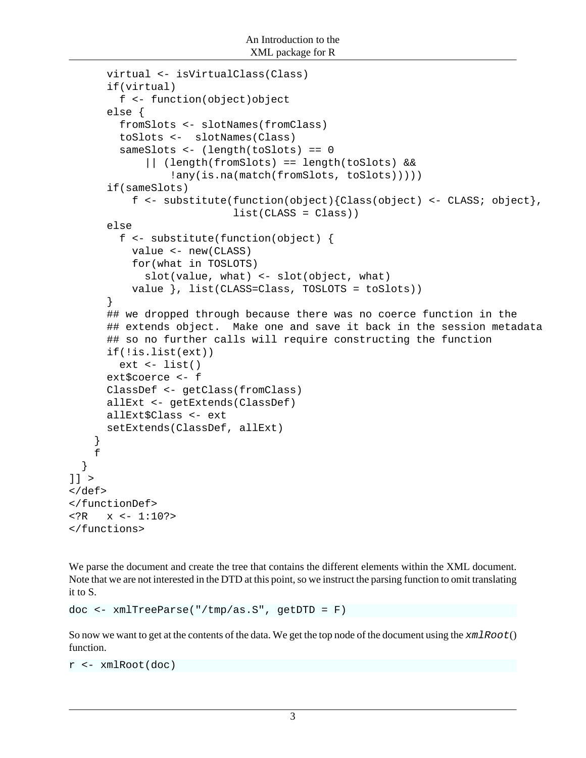```
      virtual <- isVirtualClass(Class)
      if(virtual)
        f <- function(object)object
      else {
        fromSlots <- slotNames(fromClass)
        toSlots <-  slotNames(Class)
        sameSlots <- (length(toSlots) == 0
            || (length(fromSlots) == length(toSlots) &&
                !any(is.na(match(fromSlots, toSlots)))))
      if(sameSlots)
          f <- substitute(function(object){Class(object) <- CLASS; object},
                          list(CLASS = Class))
      else
        f <- substitute(function(object) {
          value <- new(CLASS)
          for(what in TOSLOTS)
            slot(value, what) <- slot(object, what)
          value }, list(CLASS=Class, TOSLOTS = toSlots))
      }
      ## we dropped through because there was no coerce function in the
      ## extends object.  Make one and save it back in the session metadata
      ## so no further calls will require constructing the function
      if(!is.list(ext))
        ext <- list()
      ext$coerce <- f
      ClassDef <- getClass(fromClass)
      allExt <- getExtends(ClassDef)
      allExt$Class <- ext
      setExtends(ClassDef, allExt)
    }
    f
  }
]] >
</def>
</functionDef>
<?R   x <- 1:10?>
</functions>
```

We parse the document and create the tree that contains the different elements within the XML document. Note that we are not interested in the DTD at this point, so we instruct the parsing function to omit translating it to S.

```
doc <- xmlTreeParse("/tmp/as.S", getDTD = F)
```

So now we want to get at the contents of the data. We get the top node of the document using the *xmlRoot*() function.

```
r <- xmlRoot(doc)
```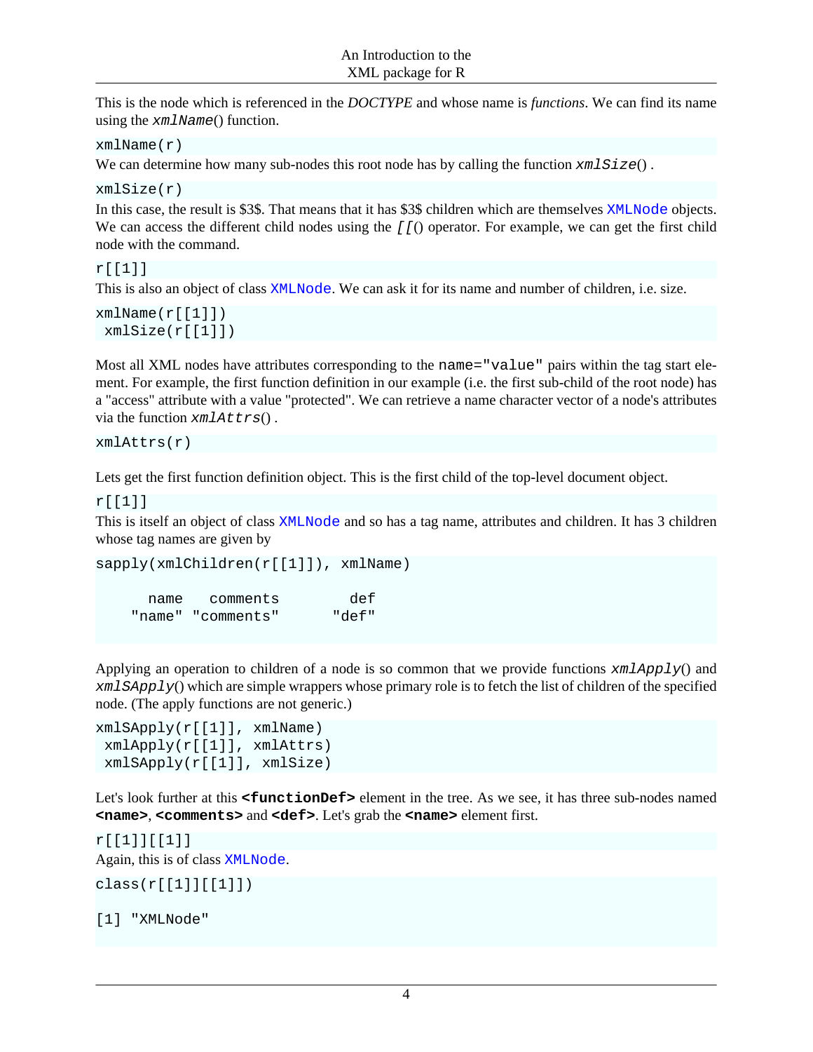This is the node which is referenced in the *DOCTYPE* and whose name is *functions*. We can find its name using the `xmlName()` function.

```
xmlName(r)
```

We can determine how many sub-nodes this root node has by calling the function `xmlSize()` .

```
xmlSize(r)
```

In this case, the result is $3$. That means that it has $3$ children which are themselves `XMLNode` objects. We can access the different child nodes using the `[[()` operator. For example, we can get the first child node with the command.

```
r[[1]]
```

This is also an object of class `XMLNode`. We can ask it for its name and number of children, i.e. size.

```
xmlName(r[[1]])
 xmlSize(r[[1]])
```

Most all XML nodes have attributes corresponding to the `name="value"` pairs within the tag start element. For example, the first function definition in our example (i.e. the first sub-child of the root node) has a "access" attribute with a value "protected". We can retrieve a name character vector of a node's attributes via the function `xmlAttrs()` .

```
xmlAttrs(r)
```

Lets get the first function definition object. This is the first child of the top-level document object.

```
r[[1]]
```

This is itself an object of class `XMLNode` and so has a tag name, attributes and children. It has 3 children whose tag names are given by

```
sapply(xmlChildren(r[[1]]), xmlName)

      name   comments        def 
    "name" "comments"      "def" 
```

Applying an operation to children of a node is so common that we provide functions `xmlApply()` and `xmlSApply()` which are simple wrappers whose primary role is to fetch the list of children of the specified node. (The apply functions are not generic.)

```
xmlSApply(r[[1]], xmlName)
 xmlApply(r[[1]], xmlAttrs)
 xmlSApply(r[[1]], xmlSize)
```

Let's look further at this **`<functionDef>`** element in the tree. As we see, it has three sub-nodes named **`<name>`**, **`<comments>`** and **`<def>`**. Let's grab the **`<name>`** element first.

```
r[[1]][[1]]
```

Again, this is of class `XMLNode`.

```
class(r[[1]][[1]])

[1] "XMLNode"
```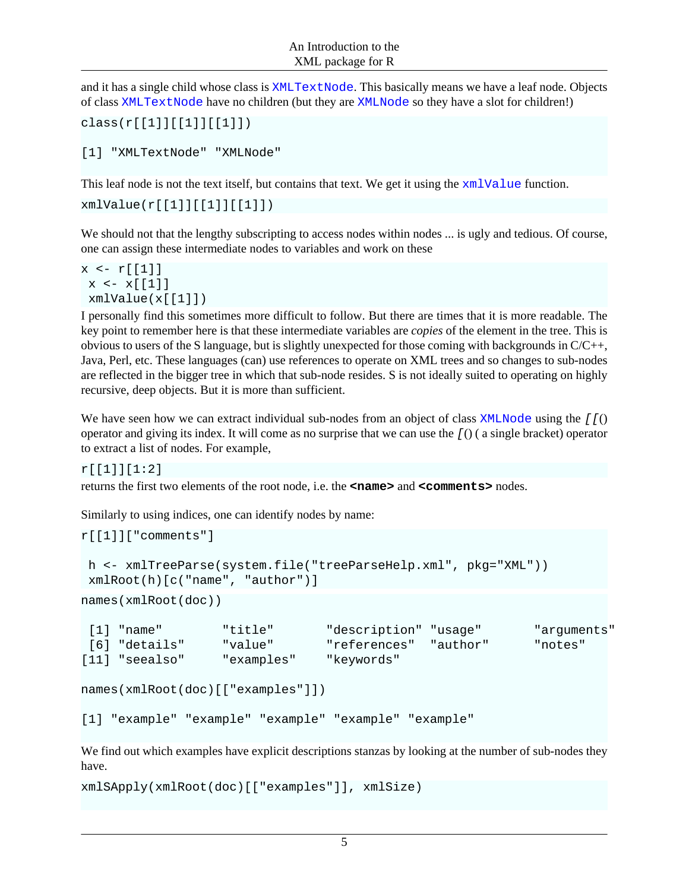and it has a single child whose class is `XMLTextNode`. This basically means we have a leaf node. Objects of class `XMLTextNode` have no children (but they are `XMLNode` so they have a slot for children!)

```
class(r[[1]][[1]][[1]])

[1] "XMLTextNode" "XMLNode"
```

This leaf node is not the text itself, but contains that text. We get it using the `xmlValue` function.

```
xmlValue(r[[1]][[1]][[1]])
```

We should not that the lengthy subscripting to access nodes within nodes ... is ugly and tedious. Of course, one can assign these intermediate nodes to variables and work on these

```
x <- r[[1]]
 x <- x[[1]]
 xmlValue(x[[1]])
```

I personally find this sometimes more difficult to follow. But there are times that it is more readable. The key point to remember here is that these intermediate variables are *copies* of the element in the tree. This is obvious to users of the S language, but is slightly unexpected for those coming with backgrounds in C/C++, Java, Perl, etc. These languages (can) use references to operate on XML trees and so changes to sub-nodes are reflected in the bigger tree in which that sub-node resides. S is not ideally suited to operating on highly recursive, deep objects. But it is more than sufficient.

We have seen how we can extract individual sub-nodes from an object of class `XMLNode` using the *[[*() operator and giving its index. It will come as no surprise that we can use the *[*() ( a single bracket) operator to extract a list of nodes. For example,

```
r[[1]][1:2]
```

returns the first two elements of the root node, i.e. the **`<name>`** and **`<comments>`** nodes.

Similarly to using indices, one can identify nodes by name:

```
r[[1]]["comments"]

 h <- xmlTreeParse(system.file("treeParseHelp.xml", pkg="XML"))
 xmlRoot(h)[c("name", "author")]
```

```
names(xmlRoot(doc))

 [1] "name"        "title"       "description" "usage"       "arguments"
 [6] "details"     "value"       "references"  "author"      "notes"
[11] "seealso"     "examples"    "keywords"

names(xmlRoot(doc)[["examples"]])

[1] "example" "example" "example" "example" "example"
```

We find out which examples have explicit descriptions stanzas by looking at the number of sub-nodes they have.

```
xmlSApply(xmlRoot(doc)[["examples"]], xmlSize)
```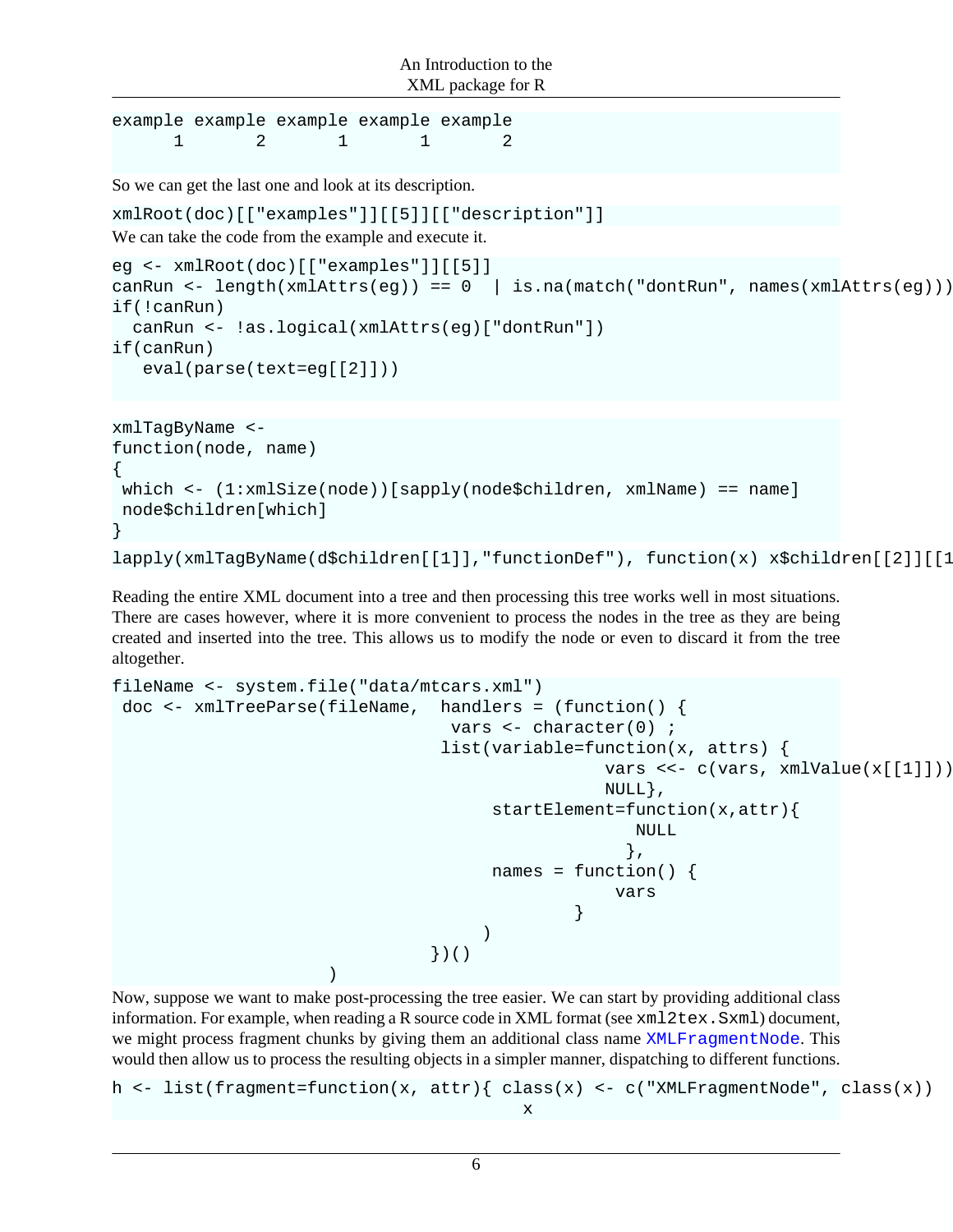```
example example example example example
      1       2       1       1       2
```

So we can get the last one and look at its description.

```
xmlRoot(doc)[["examples"]][[5]][["description"]]
```

We can take the code from the example and execute it.

```
eg <- xmlRoot(doc)[["examples"]][[5]]
canRun <- length(xmlAttrs(eg)) == 0  | is.na(match("dontRun", names(xmlAttrs(eg)))
if(!canRun)
  canRun <- !as.logical(xmlAttrs(eg)["dontRun"])
if(canRun)
   eval(parse(text=eg[[2]]))
```

```
xmlTagByName <-
function(node, name)
{
 which <- (1:xmlSize(node))[sapply(node$children, xmlName) == name]
 node$children[which]
}
```

```
lapply(xmlTagByName(d$children[[1]],"functionDef"), function(x) x$children[[2]][[1
```

Reading the entire XML document into a tree and then processing this tree works well in most situations. There are cases however, where it is more convenient to process the nodes in the tree as they are being created and inserted into the tree. This allows us to modify the node or even to discard it from the tree altogether.

```
fileName <- system.file("data/mtcars.xml")
 doc <- xmlTreeParse(fileName,  handlers = (function() {
                                 vars <- character(0) ;
                                list(variable=function(x, attrs) {
                                                vars <<- c(vars, xmlValue(x[[1]]))
                                                NULL},
                                     startElement=function(x,attr){
                                                   NULL
                                                  },
                                     names = function() {
                                                 vars
                                             }
                                    )
                               })()
                    )
```

Now, suppose we want to make post-processing the tree easier. We can start by providing additional class information. For example, when reading a R source code in XML format (see `xml2tex.Sxml`) document, we might process fragment chunks by giving them an additional class name `XMLFragmentNode`. This would then allow us to process the resulting objects in a simpler manner, dispatching to different functions.

```
h <- list(fragment=function(x, attr){ class(x) <- c("XMLFragmentNode", class(x))
                                        x
```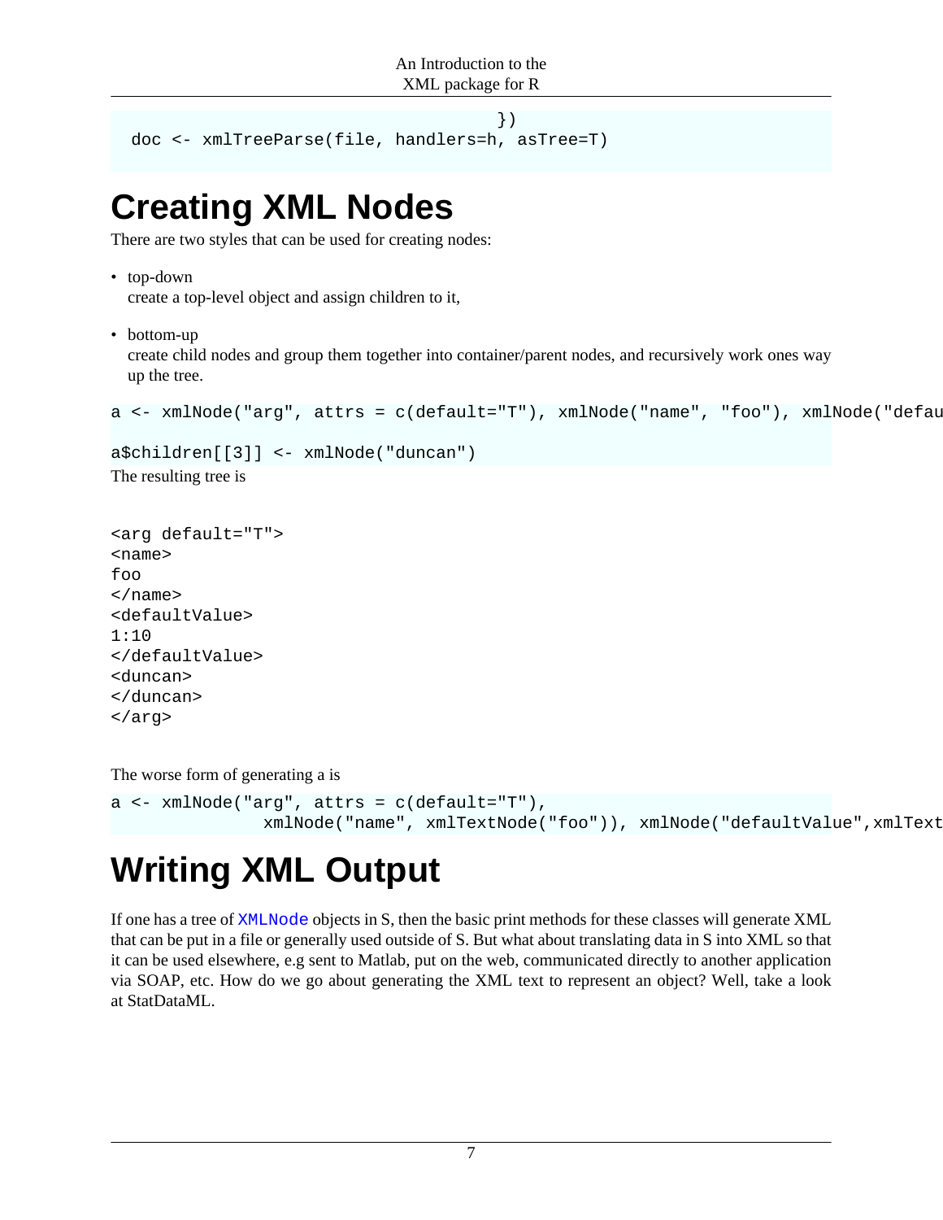```
                                      })
  doc <- xmlTreeParse(file, handlers=h, asTree=T)
```

# Creating XML Nodes

There are two styles that can be used for creating nodes:

- top-down
  create a top-level object and assign children to it,
- bottom-up
  create child nodes and group them together into container/parent nodes, and recursively work ones way up the tree.

```
a <- xmlNode("arg", attrs = c(default="T"), xmlNode("name", "foo"), xmlNode("defau

a$children[[3]] <- xmlNode("duncan")
```

The resulting tree is

```
<arg default="T">
<name>
foo
</name>
<defaultValue>
1:10
</defaultValue>
<duncan>
</duncan>
</arg>
```

The worse form of generating a is

```
a <- xmlNode("arg", attrs = c(default="T"),
               xmlNode("name", xmlTextNode("foo")), xmlNode("defaultValue",xmlText
```

# Writing XML Output

If one has a tree of `XMLNode` objects in S, then the basic print methods for these classes will generate XML that can be put in a file or generally used outside of S. But what about translating data in S into XML so that it can be used elsewhere, e.g sent to Matlab, put on the web, communicated directly to another application via SOAP, etc. How do we go about generating the XML text to represent an object? Well, take a look at StatDataML.